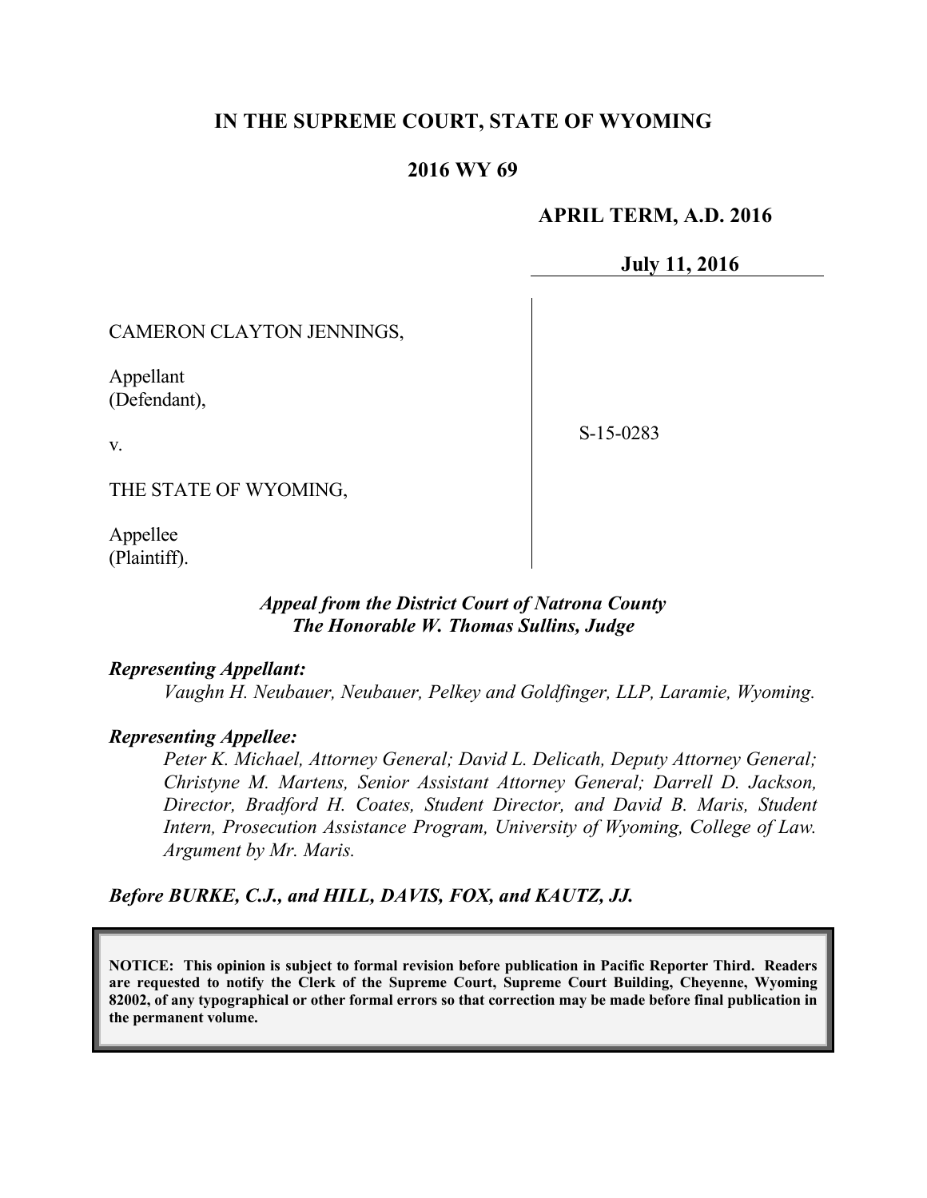# IN THE SUPREME COURT, STATE OF WYOMING

## 2016 WY 69

**APRIL TERM, A.D. 2016**

**July 11, 2016**

CAMERON CLAYTON JENNINGS,

Appellant
(Defendant),

v.

THE STATE OF WYOMING,

Appellee
(Plaintiff).

S-15-0283

***Appeal from the District Court of Natrona County***
***The Honorable W. Thomas Sullins, Judge***

***Representing Appellant:***

*Vaughn H. Neubauer, Neubauer, Pelkey and Goldfinger, LLP, Laramie, Wyoming.*

***Representing Appellee:***

*Peter K. Michael, Attorney General; David L. Delicath, Deputy Attorney General; Christyne M. Martens, Senior Assistant Attorney General; Darrell D. Jackson, Director, Bradford H. Coates, Student Director, and David B. Maris, Student Intern, Prosecution Assistance Program, University of Wyoming, College of Law. Argument by Mr. Maris.*

***Before BURKE, C.J., and HILL, DAVIS, FOX, and KAUTZ, JJ.***

**NOTICE: This opinion is subject to formal revision before publication in Pacific Reporter Third. Readers are requested to notify the Clerk of the Supreme Court, Supreme Court Building, Cheyenne, Wyoming 82002, of any typographical or other formal errors so that correction may be made before final publication in the permanent volume.**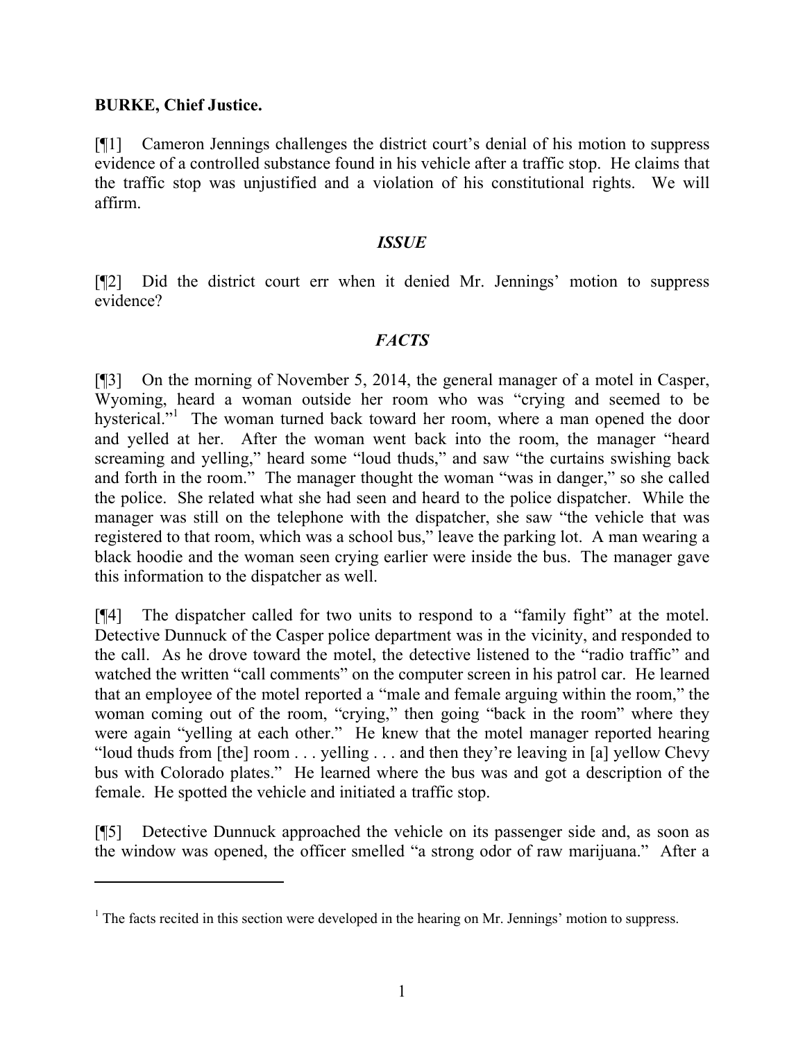**BURKE, Chief Justice.**

[¶1] Cameron Jennings challenges the district court's denial of his motion to suppress evidence of a controlled substance found in his vehicle after a traffic stop. He claims that the traffic stop was unjustified and a violation of his constitutional rights. We will affirm.

## *ISSUE*

[¶2] Did the district court err when it denied Mr. Jennings' motion to suppress evidence?

## *FACTS*

[¶3] On the morning of November 5, 2014, the general manager of a motel in Casper, Wyoming, heard a woman outside her room who was "crying and seemed to be hysterical."[1] The woman turned back toward her room, where a man opened the door and yelled at her. After the woman went back into the room, the manager "heard screaming and yelling," heard some "loud thuds," and saw "the curtains swishing back and forth in the room." The manager thought the woman "was in danger," so she called the police. She related what she had seen and heard to the police dispatcher. While the manager was still on the telephone with the dispatcher, she saw "the vehicle that was registered to that room, which was a school bus," leave the parking lot. A man wearing a black hoodie and the woman seen crying earlier were inside the bus. The manager gave this information to the dispatcher as well.

[¶4] The dispatcher called for two units to respond to a "family fight" at the motel. Detective Dunnuck of the Casper police department was in the vicinity, and responded to the call. As he drove toward the motel, the detective listened to the "radio traffic" and watched the written "call comments" on the computer screen in his patrol car. He learned that an employee of the motel reported a "male and female arguing within the room," the woman coming out of the room, "crying," then going "back in the room" where they were again "yelling at each other." He knew that the motel manager reported hearing "loud thuds from [the] room . . . yelling . . . and then they're leaving in [a] yellow Chevy bus with Colorado plates." He learned where the bus was and got a description of the female. He spotted the vehicle and initiated a traffic stop.

[¶5] Detective Dunnuck approached the vehicle on its passenger side and, as soon as the window was opened, the officer smelled "a strong odor of raw marijuana." After a

---

[1] The facts recited in this section were developed in the hearing on Mr. Jennings' motion to suppress.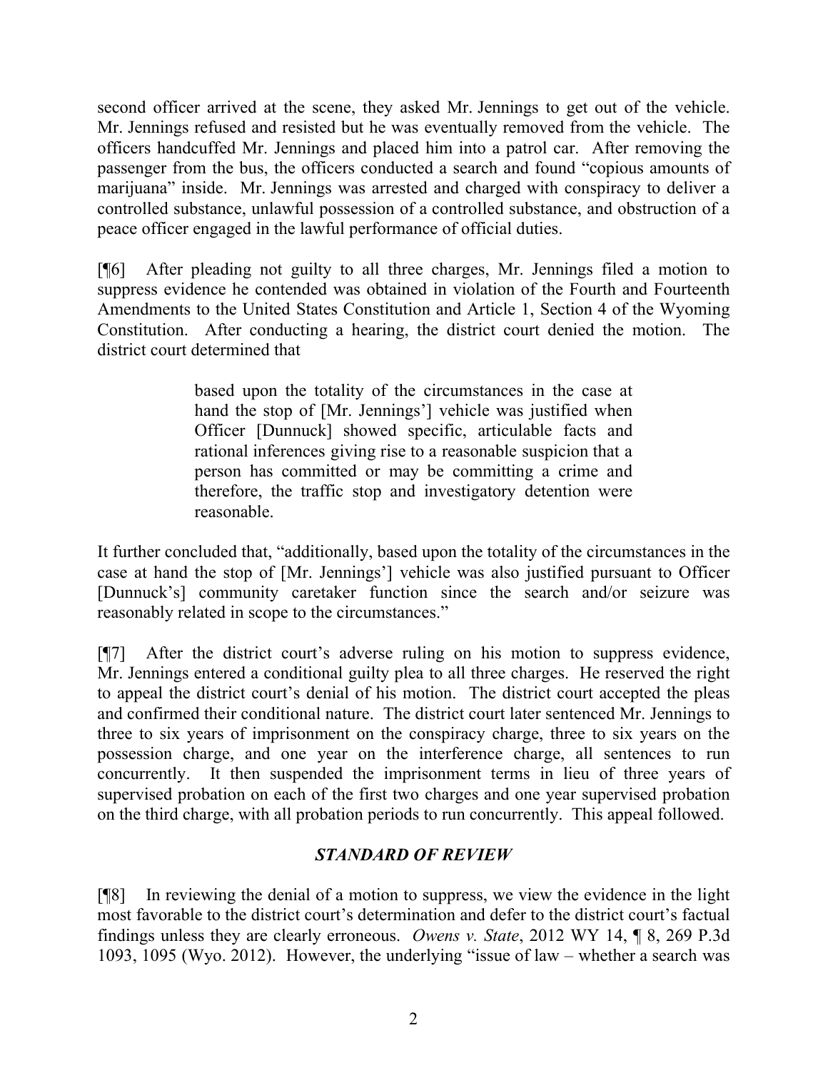second officer arrived at the scene, they asked Mr. Jennings to get out of the vehicle. Mr. Jennings refused and resisted but he was eventually removed from the vehicle. The officers handcuffed Mr. Jennings and placed him into a patrol car. After removing the passenger from the bus, the officers conducted a search and found "copious amounts of marijuana" inside. Mr. Jennings was arrested and charged with conspiracy to deliver a controlled substance, unlawful possession of a controlled substance, and obstruction of a peace officer engaged in the lawful performance of official duties.

[¶6] After pleading not guilty to all three charges, Mr. Jennings filed a motion to suppress evidence he contended was obtained in violation of the Fourth and Fourteenth Amendments to the United States Constitution and Article 1, Section 4 of the Wyoming Constitution. After conducting a hearing, the district court denied the motion. The district court determined that

> based upon the totality of the circumstances in the case at hand the stop of [Mr. Jennings'] vehicle was justified when Officer [Dunnuck] showed specific, articulable facts and rational inferences giving rise to a reasonable suspicion that a person has committed or may be committing a crime and therefore, the traffic stop and investigatory detention were reasonable.

It further concluded that, "additionally, based upon the totality of the circumstances in the case at hand the stop of [Mr. Jennings'] vehicle was also justified pursuant to Officer [Dunnuck's] community caretaker function since the search and/or seizure was reasonably related in scope to the circumstances."

[¶7] After the district court's adverse ruling on his motion to suppress evidence, Mr. Jennings entered a conditional guilty plea to all three charges. He reserved the right to appeal the district court's denial of his motion. The district court accepted the pleas and confirmed their conditional nature. The district court later sentenced Mr. Jennings to three to six years of imprisonment on the conspiracy charge, three to six years on the possession charge, and one year on the interference charge, all sentences to run concurrently. It then suspended the imprisonment terms in lieu of three years of supervised probation on each of the first two charges and one year supervised probation on the third charge, with all probation periods to run concurrently. This appeal followed.

## *STANDARD OF REVIEW*

[¶8] In reviewing the denial of a motion to suppress, we view the evidence in the light most favorable to the district court's determination and defer to the district court's factual findings unless they are clearly erroneous. *Owens v. State*, 2012 WY 14, ¶ 8, 269 P.3d 1093, 1095 (Wyo. 2012). However, the underlying "issue of law – whether a search was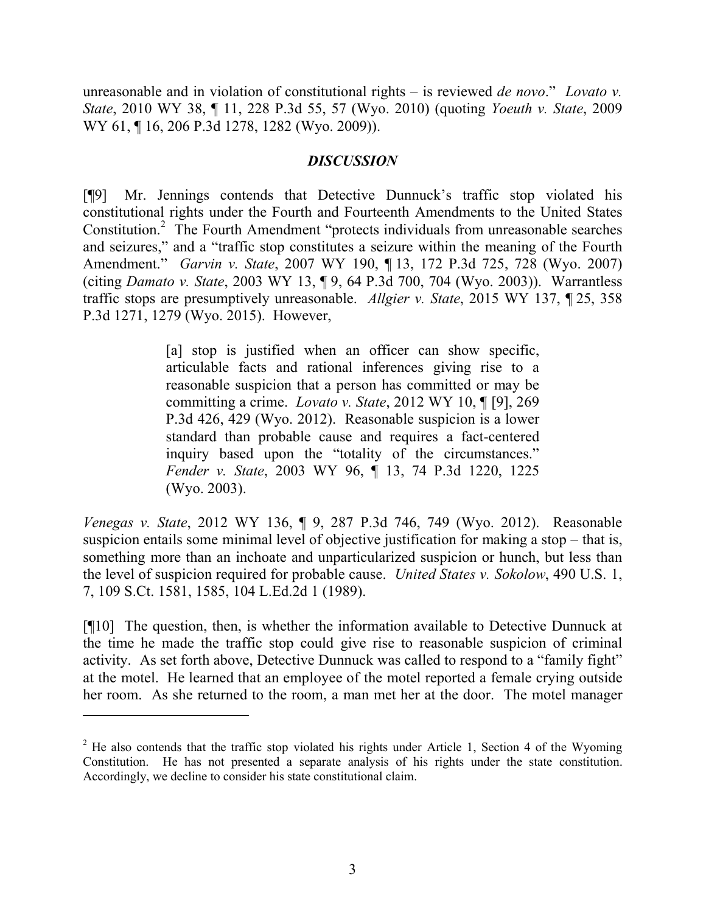unreasonable and in violation of constitutional rights – is reviewed *de novo*." *Lovato v. State*, 2010 WY 38, ¶ 11, 228 P.3d 55, 57 (Wyo. 2010) (quoting *Yoeuth v. State*, 2009 WY 61, ¶ 16, 206 P.3d 1278, 1282 (Wyo. 2009)).

## *DISCUSSION*

[¶9] Mr. Jennings contends that Detective Dunnuck's traffic stop violated his constitutional rights under the Fourth and Fourteenth Amendments to the United States Constitution.[2] The Fourth Amendment "protects individuals from unreasonable searches and seizures," and a "traffic stop constitutes a seizure within the meaning of the Fourth Amendment." *Garvin v. State*, 2007 WY 190, ¶ 13, 172 P.3d 725, 728 (Wyo. 2007) (citing *Damato v. State*, 2003 WY 13, ¶ 9, 64 P.3d 700, 704 (Wyo. 2003)). Warrantless traffic stops are presumptively unreasonable. *Allgier v. State*, 2015 WY 137, ¶ 25, 358 P.3d 1271, 1279 (Wyo. 2015). However,

> [a] stop is justified when an officer can show specific, articulable facts and rational inferences giving rise to a reasonable suspicion that a person has committed or may be committing a crime. *Lovato v. State*, 2012 WY 10, ¶ [9], 269 P.3d 426, 429 (Wyo. 2012). Reasonable suspicion is a lower standard than probable cause and requires a fact-centered inquiry based upon the "totality of the circumstances." *Fender v. State*, 2003 WY 96, ¶ 13, 74 P.3d 1220, 1225 (Wyo. 2003).

*Venegas v. State*, 2012 WY 136, ¶ 9, 287 P.3d 746, 749 (Wyo. 2012). Reasonable suspicion entails some minimal level of objective justification for making a stop – that is, something more than an inchoate and unparticularized suspicion or hunch, but less than the level of suspicion required for probable cause. *United States v. Sokolow*, 490 U.S. 1, 7, 109 S.Ct. 1581, 1585, 104 L.Ed.2d 1 (1989).

[¶10] The question, then, is whether the information available to Detective Dunnuck at the time he made the traffic stop could give rise to reasonable suspicion of criminal activity. As set forth above, Detective Dunnuck was called to respond to a "family fight" at the motel. He learned that an employee of the motel reported a female crying outside her room. As she returned to the room, a man met her at the door. The motel manager

---

[2] He also contends that the traffic stop violated his rights under Article 1, Section 4 of the Wyoming Constitution. He has not presented a separate analysis of his rights under the state constitution. Accordingly, we decline to consider his state constitutional claim.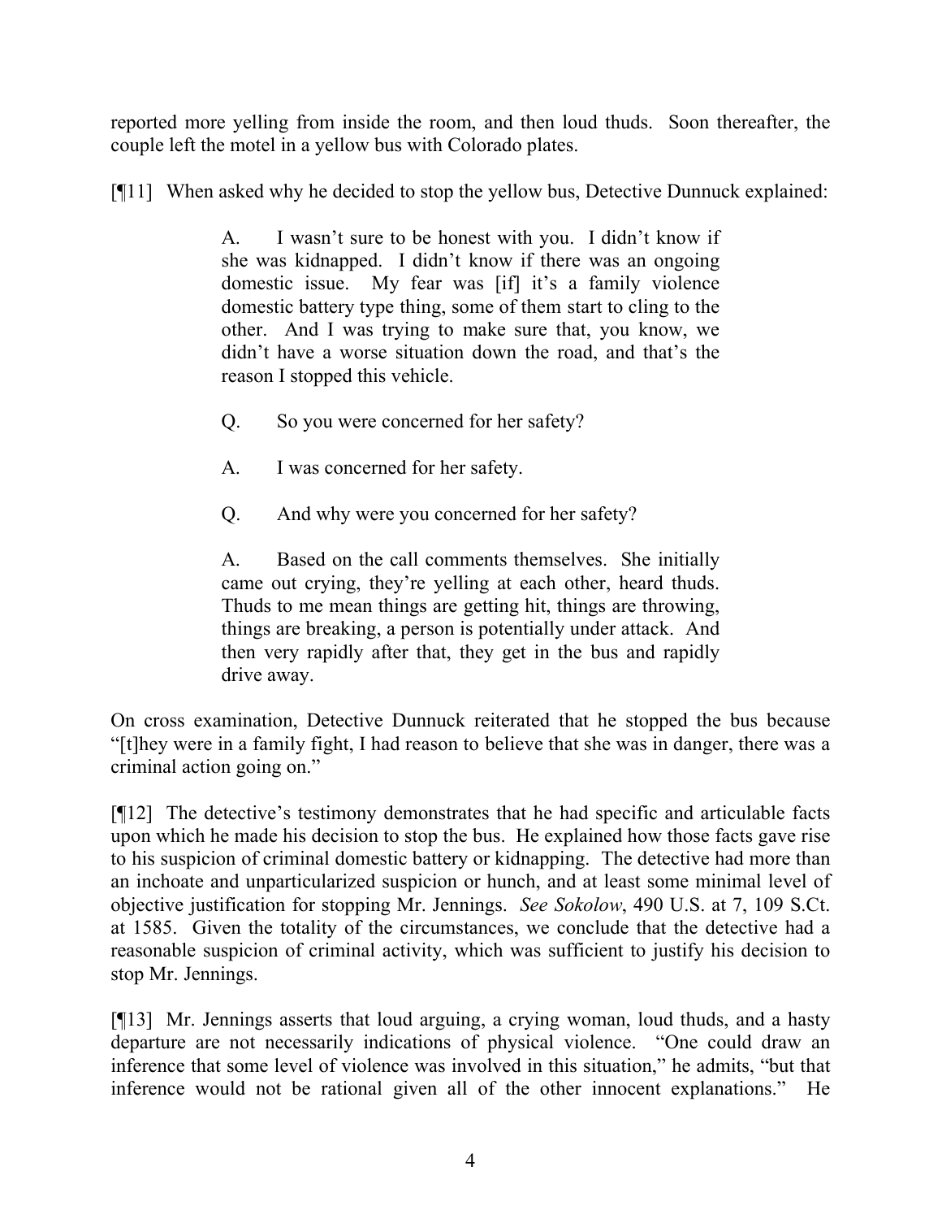reported more yelling from inside the room, and then loud thuds. Soon thereafter, the couple left the motel in a yellow bus with Colorado plates.

[¶11] When asked why he decided to stop the yellow bus, Detective Dunnuck explained:

> A. I wasn't sure to be honest with you. I didn't know if she was kidnapped. I didn't know if there was an ongoing domestic issue. My fear was [if] it's a family violence domestic battery type thing, some of them start to cling to the other. And I was trying to make sure that, you know, we didn't have a worse situation down the road, and that's the reason I stopped this vehicle.
>
> Q. So you were concerned for her safety?
>
> A. I was concerned for her safety.
>
> Q. And why were you concerned for her safety?
>
> A. Based on the call comments themselves. She initially came out crying, they're yelling at each other, heard thuds. Thuds to me mean things are getting hit, things are throwing, things are breaking, a person is potentially under attack. And then very rapidly after that, they get in the bus and rapidly drive away.

On cross examination, Detective Dunnuck reiterated that he stopped the bus because "[t]hey were in a family fight, I had reason to believe that she was in danger, there was a criminal action going on."

[¶12] The detective's testimony demonstrates that he had specific and articulable facts upon which he made his decision to stop the bus. He explained how those facts gave rise to his suspicion of criminal domestic battery or kidnapping. The detective had more than an inchoate and unparticularized suspicion or hunch, and at least some minimal level of objective justification for stopping Mr. Jennings. *See Sokolow*, 490 U.S. at 7, 109 S.Ct. at 1585. Given the totality of the circumstances, we conclude that the detective had a reasonable suspicion of criminal activity, which was sufficient to justify his decision to stop Mr. Jennings.

[¶13] Mr. Jennings asserts that loud arguing, a crying woman, loud thuds, and a hasty departure are not necessarily indications of physical violence. "One could draw an inference that some level of violence was involved in this situation," he admits, "but that inference would not be rational given all of the other innocent explanations." He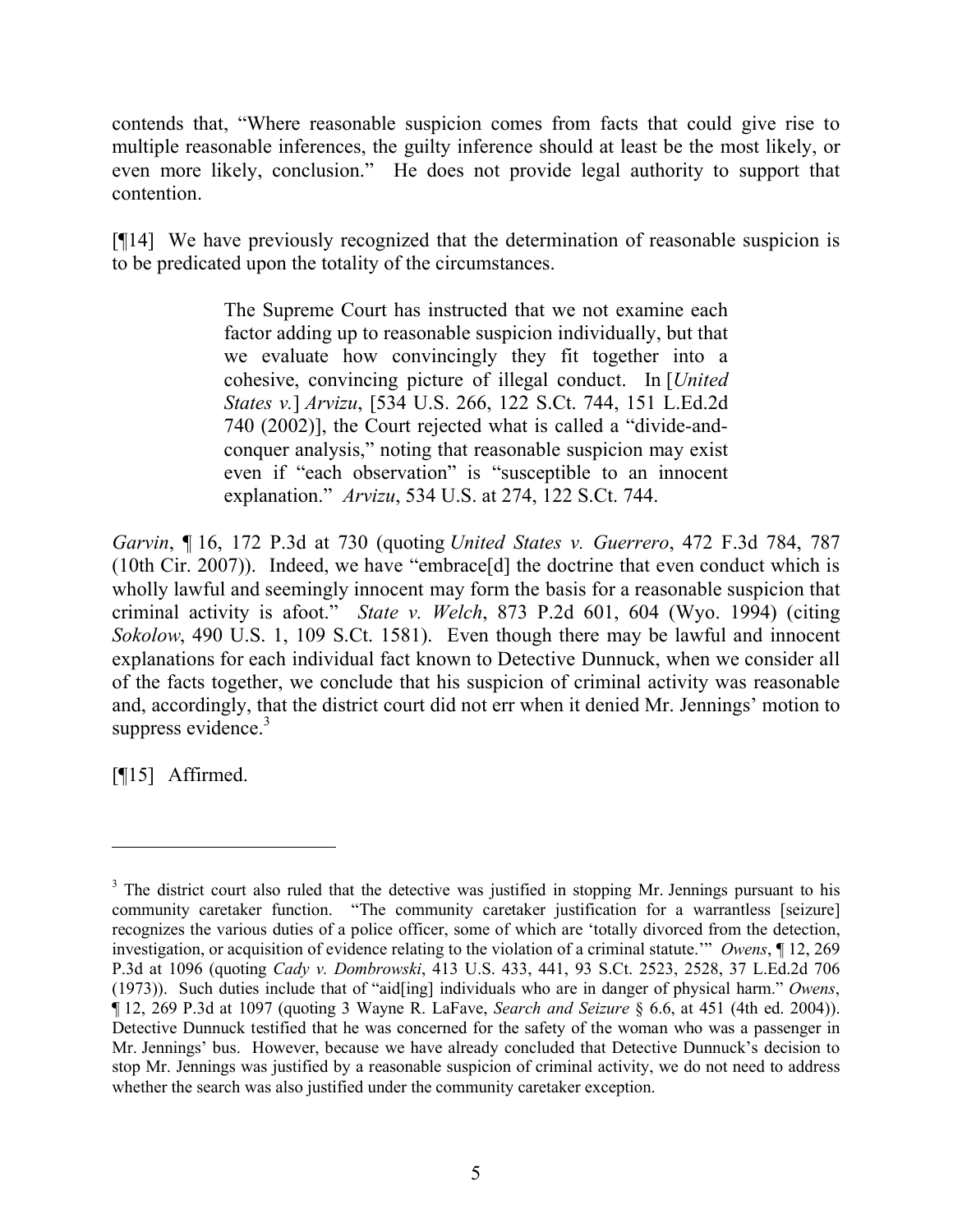contends that, "Where reasonable suspicion comes from facts that could give rise to multiple reasonable inferences, the guilty inference should at least be the most likely, or even more likely, conclusion." He does not provide legal authority to support that contention.

[¶14] We have previously recognized that the determination of reasonable suspicion is to be predicated upon the totality of the circumstances.

> The Supreme Court has instructed that we not examine each factor adding up to reasonable suspicion individually, but that we evaluate how convincingly they fit together into a cohesive, convincing picture of illegal conduct. In [*United States v.*] *Arvizu*, [534 U.S. 266, 122 S.Ct. 744, 151 L.Ed.2d 740 (2002)], the Court rejected what is called a "divide-and-conquer analysis," noting that reasonable suspicion may exist even if "each observation" is "susceptible to an innocent explanation." *Arvizu*, 534 U.S. at 274, 122 S.Ct. 744.

*Garvin*, ¶ 16, 172 P.3d at 730 (quoting *United States v. Guerrero*, 472 F.3d 784, 787 (10th Cir. 2007)). Indeed, we have "embrace[d] the doctrine that even conduct which is wholly lawful and seemingly innocent may form the basis for a reasonable suspicion that criminal activity is afoot." *State v. Welch*, 873 P.2d 601, 604 (Wyo. 1994) (citing *Sokolow*, 490 U.S. 1, 109 S.Ct. 1581). Even though there may be lawful and innocent explanations for each individual fact known to Detective Dunnuck, when we consider all of the facts together, we conclude that his suspicion of criminal activity was reasonable and, accordingly, that the district court did not err when it denied Mr. Jennings' motion to suppress evidence.[3]

[¶15] Affirmed.

---

[3] The district court also ruled that the detective was justified in stopping Mr. Jennings pursuant to his community caretaker function. "The community caretaker justification for a warrantless [seizure] recognizes the various duties of a police officer, some of which are 'totally divorced from the detection, investigation, or acquisition of evidence relating to the violation of a criminal statute.'" *Owens*, ¶ 12, 269 P.3d at 1096 (quoting *Cady v. Dombrowski*, 413 U.S. 433, 441, 93 S.Ct. 2523, 2528, 37 L.Ed.2d 706 (1973)). Such duties include that of "aid[ing] individuals who are in danger of physical harm." *Owens*, ¶ 12, 269 P.3d at 1097 (quoting 3 Wayne R. LaFave, *Search and Seizure* § 6.6, at 451 (4th ed. 2004)). Detective Dunnuck testified that he was concerned for the safety of the woman who was a passenger in Mr. Jennings' bus. However, because we have already concluded that Detective Dunnuck's decision to stop Mr. Jennings was justified by a reasonable suspicion of criminal activity, we do not need to address whether the search was also justified under the community caretaker exception.